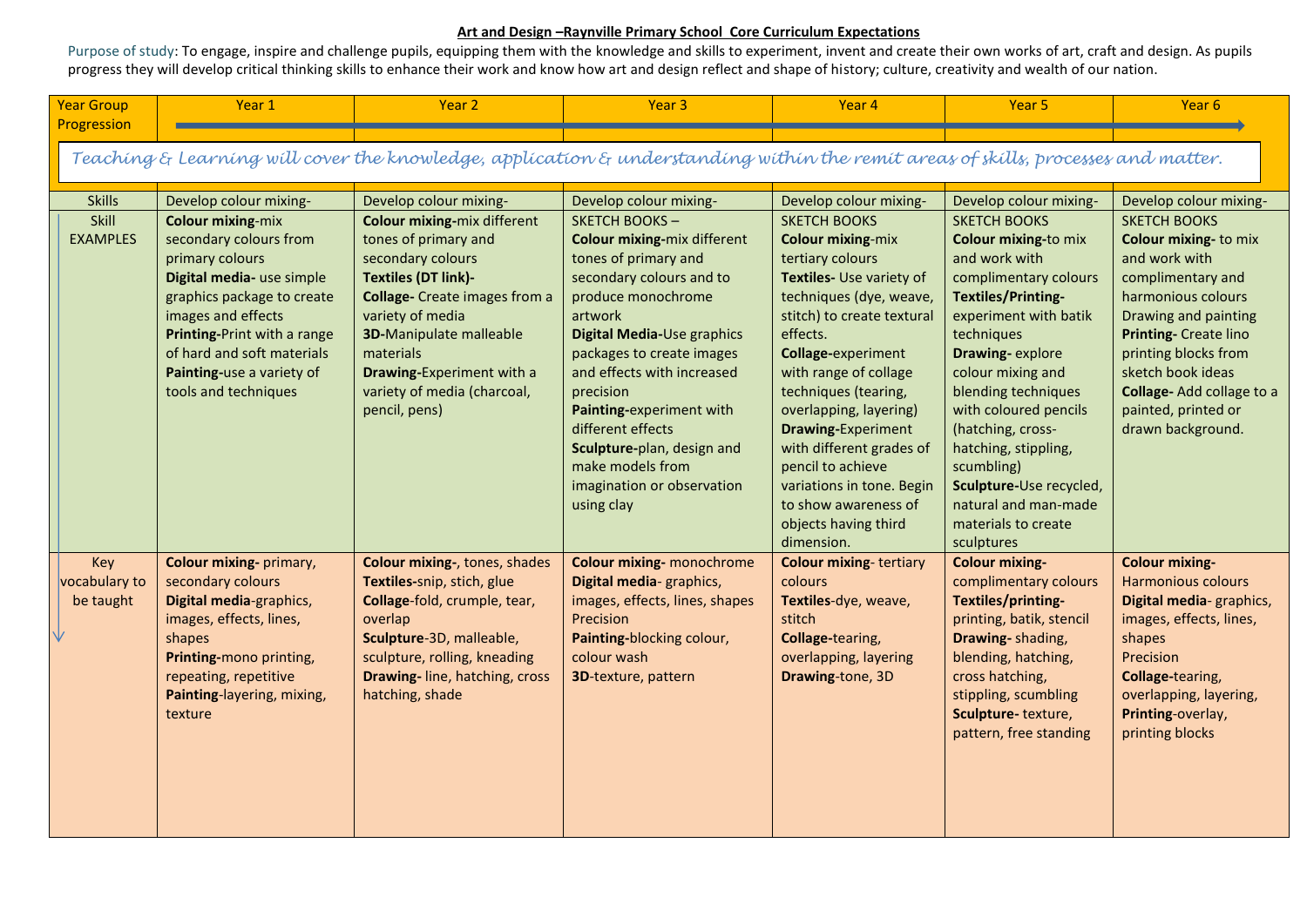**Art and Design –Raynville Primary School Core Curriculum Expectations**

Purpose of study: To engage, inspire and challenge pupils, equipping them with the knowledge and skills to experiment, invent and create their own works of art, craft and design. As pupils progress they will develop critical thinking skills to enhance their work and know how art and design reflect and shape of history; culture, creativity and wealth of our nation.

| Year Group Progression | Year 1 | Year 2 | Year 3 | Year 4 | Year 5 | Year 6 |
|---|---|---|---|---|---|---|
| *Teaching & Learning will cover the knowledge, application & understanding within the remit areas of skills, processes and matter.* | | | | | | |
| Skills | Develop colour mixing- | Develop colour mixing- | Develop colour mixing- | Develop colour mixing- | Develop colour mixing- | Develop colour mixing- |
| Skill EXAMPLES | **Colour mixing**-mix secondary colours from primary colours<br>**Digital media-** use simple graphics package to create images and effects<br>**Printing-**Print with a range of hard and soft materials<br>**Painting-**use a variety of tools and techniques | **Colour mixing-**mix different tones of primary and secondary colours<br>**Textiles (DT link)-**<br>**Collage-** Create images from a variety of media<br>**3D-**Manipulate malleable materials<br>**Drawing-**Experiment with a variety of media (charcoal, pencil, pens) | SKETCH BOOKS –<br>**Colour mixing-**mix different tones of primary and secondary colours and to produce monochrome artwork<br>**Digital Media-**Use graphics packages to create images and effects with increased precision<br>**Painting-**experiment with different effects<br>**Sculpture-**plan, design and make models from imagination or observation using clay | SKETCH BOOKS<br>**Colour mixing**-mix tertiary colours<br>**Textiles-** Use variety of techniques (dye, weave, stitch) to create textural effects.<br>**Collage-**experiment with range of collage techniques (tearing, overlapping, layering)<br>**Drawing-**Experiment with different grades of pencil to achieve variations in tone. Begin to show awareness of objects having third dimension. | SKETCH BOOKS<br>**Colour mixing-**to mix and work with complimentary colours<br>**Textiles/Printing-** experiment with batik techniques<br>**Drawing-** explore colour mixing and blending techniques with coloured pencils (hatching, cross-hatching, stippling, scumbling)<br>**Sculpture-**Use recycled, natural and man-made materials to create sculptures | SKETCH BOOKS<br>**Colour mixing-** to mix and work with complimentary and harmonious colours<br>Drawing and painting<br>**Printing-** Create lino printing blocks from sketch book ideas<br>**Collage-** Add collage to a painted, printed or drawn background. |
| Key vocabulary to be taught | **Colour mixing-** primary, secondary colours<br>**Digital media**-graphics, images, effects, lines, shapes<br>**Printing-**mono printing, repeating, repetitive<br>**Painting**-layering, mixing, texture | **Colour mixing-**, tones, shades<br>**Textiles**-snip, stich, glue<br>**Collage**-fold, crumple, tear, overlap<br>**Sculpture**-3D, malleable, sculpture, rolling, kneading<br>**Drawing-** line, hatching, cross hatching, shade | **Colour mixing-** monochrome<br>**Digital media**- graphics, images, effects, lines, shapes<br>Precision<br>**Painting-**blocking colour, colour wash<br>**3D**-texture, pattern | **Colour mixing**- tertiary colours<br>**Textiles**-dye, weave, stitch<br>**Collage**-tearing, overlapping, layering<br>**Drawing**-tone, 3D | **Colour mixing-** complimentary colours<br>**Textiles/printing-** printing, batik, stencil<br>**Drawing-** shading, blending, hatching, cross hatching, stippling, scumbling<br>**Sculpture-** texture, pattern, free standing | **Colour mixing-** Harmonious colours<br>**Digital media**- graphics, images, effects, lines, shapes<br>Precision<br>**Collage-**tearing, overlapping, layering,<br>**Printing**-overlay, printing blocks |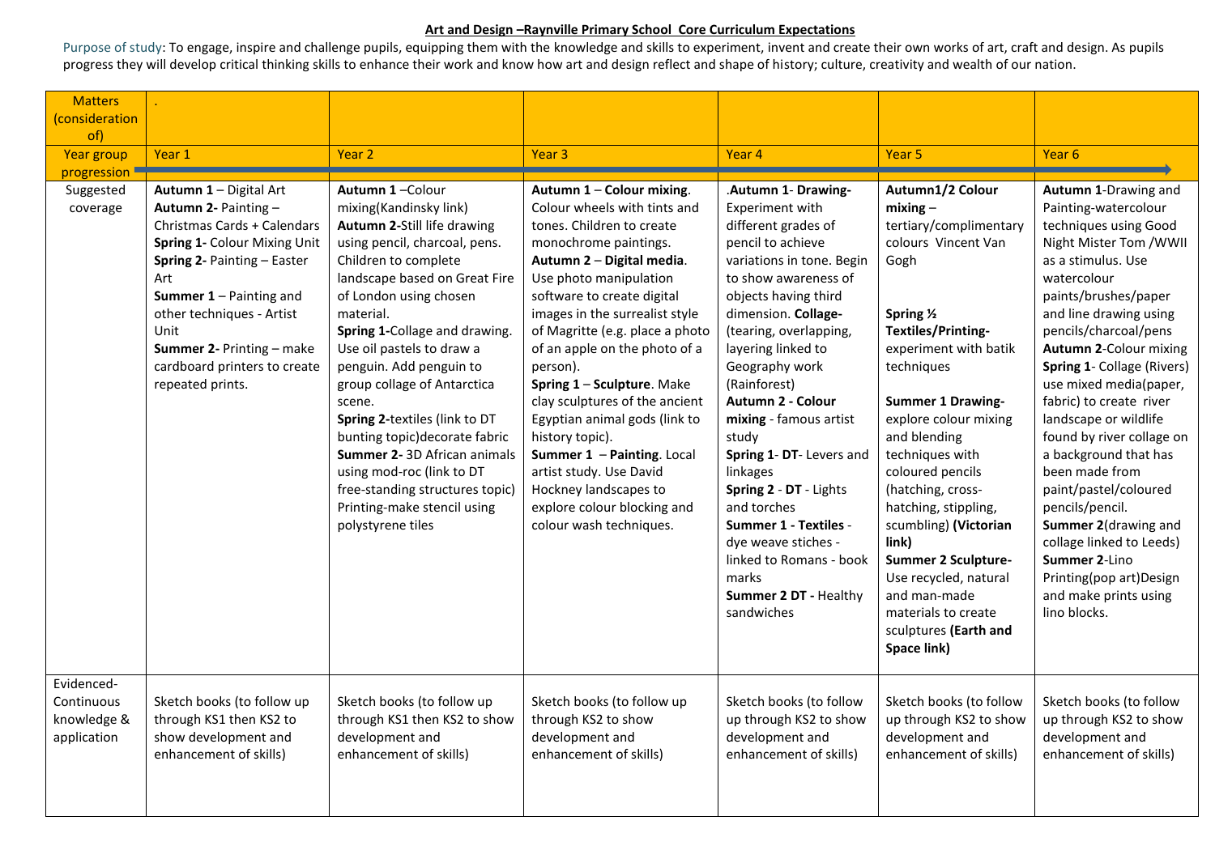**Art and Design –Raynville Primary School Core Curriculum Expectations**

Purpose of study: To engage, inspire and challenge pupils, equipping them with the knowledge and skills to experiment, invent and create their own works of art, craft and design. As pupils progress they will develop critical thinking skills to enhance their work and know how art and design reflect and shape of history; culture, creativity and wealth of our nation.

| Matters (consideration of) | . | | | | | |
|---|---|---|---|---|---|---|
| Year group progression | Year 1 | Year 2 | Year 3 | Year 4 | Year 5 | Year 6 |
| Suggested coverage | **Autumn 1** – Digital Art<br>**Autumn 2-** Painting – Christmas Cards + Calendars<br>**Spring 1-** Colour Mixing Unit<br>**Spring 2-** Painting – Easter Art<br>**Summer 1** – Painting and other techniques - Artist Unit<br>**Summer 2-** Printing – make cardboard printers to create repeated prints. | **Autumn 1** –Colour mixing(Kandinsky link)<br>**Autumn 2-**Still life drawing using pencil, charcoal, pens. Children to complete landscape based on Great Fire of London using chosen material.<br>**Spring 1-**Collage and drawing. Use oil pastels to draw a penguin. Add penguin to group collage of Antarctica scene.<br>**Spring 2-**textiles (link to DT bunting topic)decorate fabric<br>**Summer 2-** 3D African animals using mod-roc (link to DT free-standing structures topic) Printing-make stencil using polystyrene tiles | **Autumn 1** – **Colour mixing**. Colour wheels with tints and tones. Children to create monochrome paintings.<br>**Autumn 2** – **Digital media**. Use photo manipulation software to create digital images in the surrealist style of Magritte (e.g. place a photo of an apple on the photo of a person).<br>**Spring 1** – **Sculpture**. Make clay sculptures of the ancient Egyptian animal gods (link to history topic).<br>**Summer 1** – **Painting**. Local artist study. Use David Hockney landscapes to explore colour blocking and colour wash techniques. | .**Autumn 1**- **Drawing-** Experiment with different grades of pencil to achieve variations in tone. Begin to show awareness of objects having third dimension. **Collage-** (tearing, overlapping, layering linked to Geography work (Rainforest)<br>**Autumn 2 - Colour mixing** - famous artist study<br>**Spring 1**- **DT**- Levers and linkages<br>**Spring 2** - **DT** - Lights and torches<br>**Summer 1 - Textiles** - dye weave stiches - linked to Romans - book marks<br>**Summer 2 DT -** Healthy sandwiches | **Autumn1/2 Colour mixing** – tertiary/complimentary colours Vincent Van Gogh<br><br>**Spring ½ Textiles/Printing-** experiment with batik techniques<br><br>**Summer 1 Drawing-** explore colour mixing and blending techniques with coloured pencils (hatching, cross-hatching, stippling, scumbling) **(Victorian link)**<br>**Summer 2 Sculpture-** Use recycled, natural and man-made materials to create sculptures **(Earth and Space link)** | **Autumn 1**-Drawing and Painting-watercolour techniques using Good Night Mister Tom /WWII as a stimulus. Use watercolour paints/brushes/paper and line drawing using pencils/charcoal/pens<br>**Autumn 2**-Colour mixing<br>**Spring 1**- Collage (Rivers) use mixed media(paper, fabric) to create river landscape or wildlife found by river collage on a background that has been made from paint/pastel/coloured pencils/pencil.<br>**Summer 2**(drawing and collage linked to Leeds)<br>**Summer 2**-Lino Printing(pop art)Design and make prints using lino blocks. |
| Evidenced-Continuous knowledge & application | Sketch books (to follow up through KS1 then KS2 to show development and enhancement of skills) | Sketch books (to follow up through KS1 then KS2 to show development and enhancement of skills) | Sketch books (to follow up through KS2 to show development and enhancement of skills) | Sketch books (to follow up through KS2 to show development and enhancement of skills) | Sketch books (to follow up through KS2 to show development and enhancement of skills) | Sketch books (to follow up through KS2 to show development and enhancement of skills) |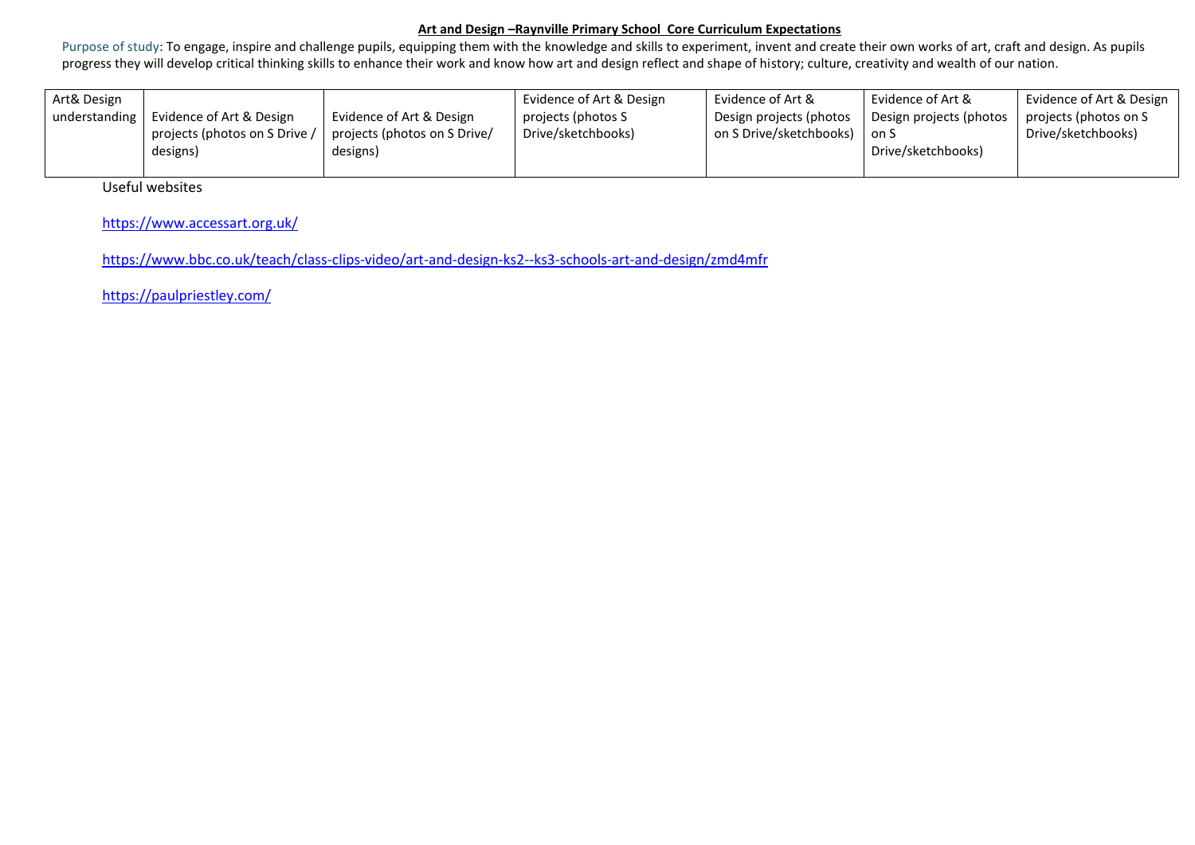**Art and Design –Raynville Primary School Core Curriculum Expectations**

Purpose of study: To engage, inspire and challenge pupils, equipping them with the knowledge and skills to experiment, invent and create their own works of art, craft and design. As pupils progress they will develop critical thinking skills to enhance their work and know how art and design reflect and shape of history; culture, creativity and wealth of our nation.

| | | | | | | |
|---|---|---|---|---|---|---|
| Art& Design understanding | Evidence of Art & Design projects (photos on S Drive / designs) | Evidence of Art & Design projects (photos on S Drive/ designs) | Evidence of Art & Design projects (photos S Drive/sketchbooks) | Evidence of Art & Design projects (photos on S Drive/sketchbooks) | Evidence of Art & Design projects (photos on S Drive/sketchbooks) | Evidence of Art & Design projects (photos on S Drive/sketchbooks) |

Useful websites

https://www.accessart.org.uk/

https://www.bbc.co.uk/teach/class-clips-video/art-and-design-ks2--ks3-schools-art-and-design/zmd4mfr

https://paulpriestley.com/